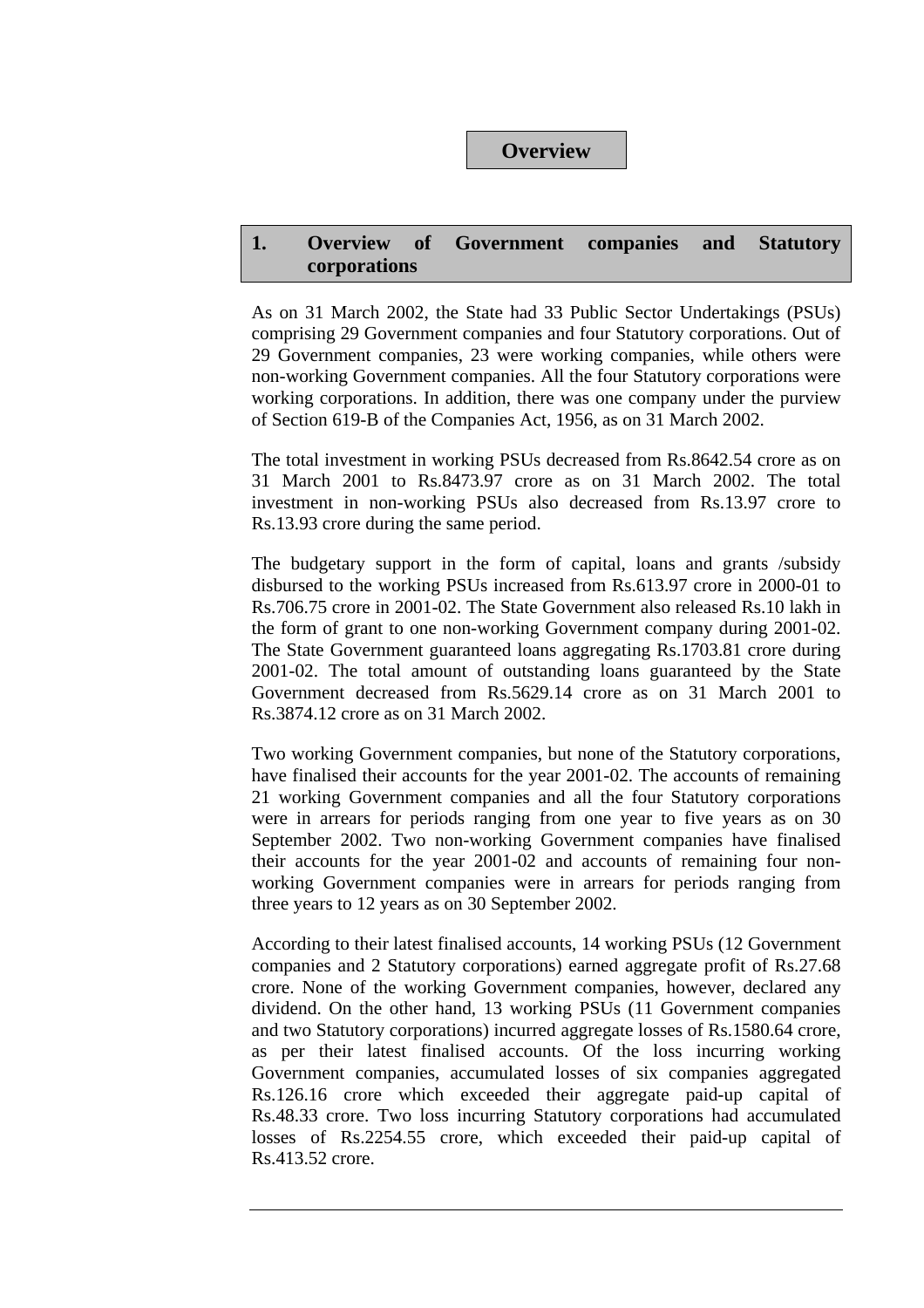# Overview

## 1. Overview of Government companies and Statutory corporations

As on 31 March 2002, the State had 33 Public Sector Undertakings (PSUs) comprising 29 Government companies and four Statutory corporations. Out of 29 Government companies, 23 were working companies, while others were non-working Government companies. All the four Statutory corporations were working corporations. In addition, there was one company under the purview of Section 619-B of the Companies Act, 1956, as on 31 March 2002.

The total investment in working PSUs decreased from Rs.8642.54 crore as on 31 March 2001 to Rs.8473.97 crore as on 31 March 2002. The total investment in non-working PSUs also decreased from Rs.13.97 crore to Rs.13.93 crore during the same period.

The budgetary support in the form of capital, loans and grants /subsidy disbursed to the working PSUs increased from Rs.613.97 crore in 2000-01 to Rs.706.75 crore in 2001-02. The State Government also released Rs.10 lakh in the form of grant to one non-working Government company during 2001-02. The State Government guaranteed loans aggregating Rs.1703.81 crore during 2001-02. The total amount of outstanding loans guaranteed by the State Government decreased from Rs.5629.14 crore as on 31 March 2001 to Rs.3874.12 crore as on 31 March 2002.

Two working Government companies, but none of the Statutory corporations, have finalised their accounts for the year 2001-02. The accounts of remaining 21 working Government companies and all the four Statutory corporations were in arrears for periods ranging from one year to five years as on 30 September 2002. Two non-working Government companies have finalised their accounts for the year 2001-02 and accounts of remaining four non-working Government companies were in arrears for periods ranging from three years to 12 years as on 30 September 2002.

According to their latest finalised accounts, 14 working PSUs (12 Government companies and 2 Statutory corporations) earned aggregate profit of Rs.27.68 crore. None of the working Government companies, however, declared any dividend. On the other hand, 13 working PSUs (11 Government companies and two Statutory corporations) incurred aggregate losses of Rs.1580.64 crore, as per their latest finalised accounts. Of the loss incurring working Government companies, accumulated losses of six companies aggregated Rs.126.16 crore which exceeded their aggregate paid-up capital of Rs.48.33 crore. Two loss incurring Statutory corporations had accumulated losses of Rs.2254.55 crore, which exceeded their paid-up capital of Rs.413.52 crore.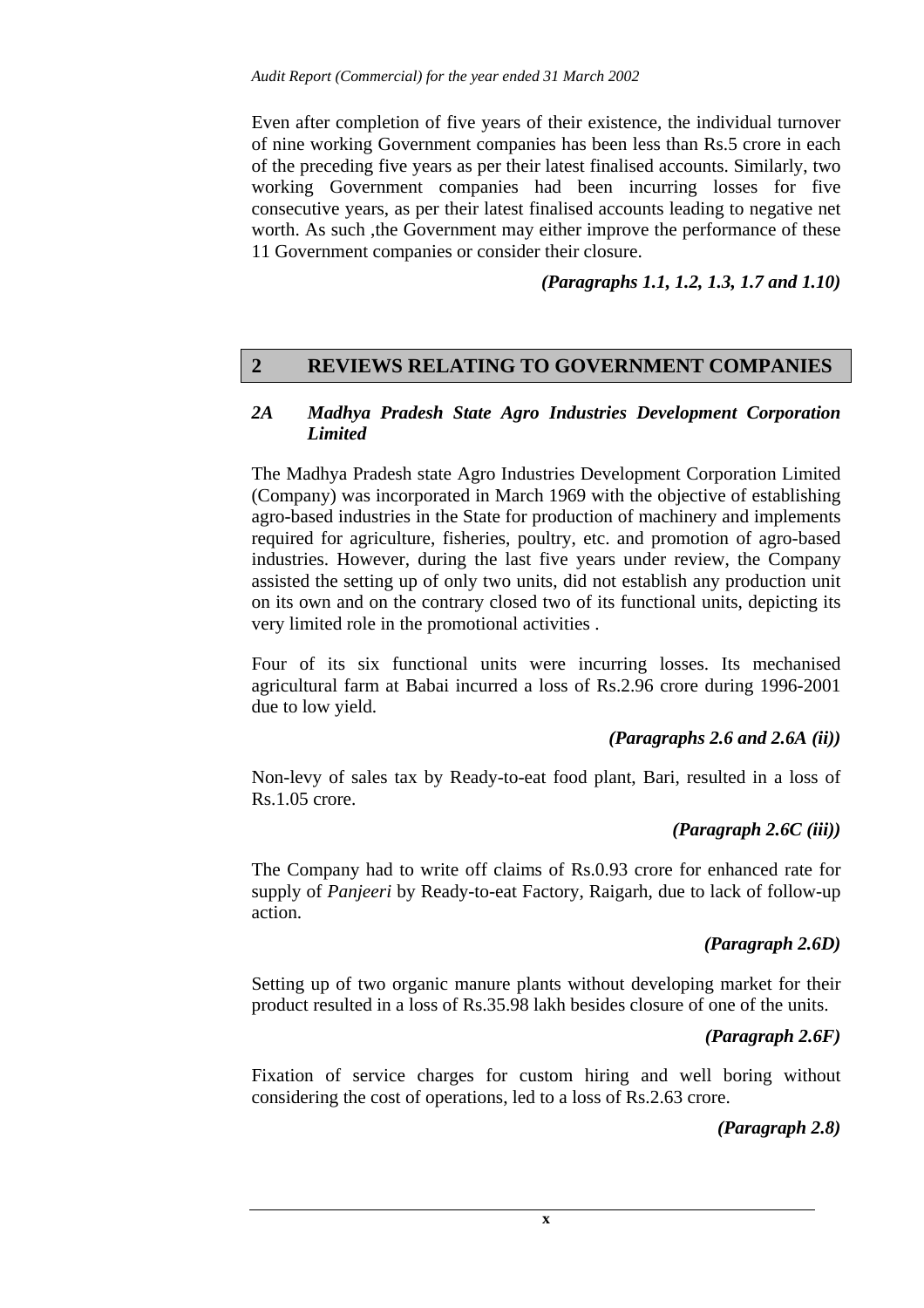Even after completion of five years of their existence, the individual turnover of nine working Government companies has been less than Rs.5 crore in each of the preceding five years as per their latest finalised accounts. Similarly, two working Government companies had been incurring losses for five consecutive years, as per their latest finalised accounts leading to negative net worth. As such ,the Government may either improve the performance of these 11 Government companies or consider their closure.

*(Paragraphs 1.1, 1.2, 1.3, 1.7 and 1.10)*

## 2 REVIEWS RELATING TO GOVERNMENT COMPANIES

### *2A Madhya Pradesh State Agro Industries Development Corporation Limited*

The Madhya Pradesh state Agro Industries Development Corporation Limited (Company) was incorporated in March 1969 with the objective of establishing agro-based industries in the State for production of machinery and implements required for agriculture, fisheries, poultry, etc. and promotion of agro-based industries. However, during the last five years under review, the Company assisted the setting up of only two units, did not establish any production unit on its own and on the contrary closed two of its functional units, depicting its very limited role in the promotional activities .

Four of its six functional units were incurring losses. Its mechanised agricultural farm at Babai incurred a loss of Rs.2.96 crore during 1996-2001 due to low yield.

*(Paragraphs 2.6 and 2.6A (ii))*

Non-levy of sales tax by Ready-to-eat food plant, Bari, resulted in a loss of Rs.1.05 crore.

*(Paragraph 2.6C (iii))*

The Company had to write off claims of Rs.0.93 crore for enhanced rate for supply of *Panjeeri* by Ready-to-eat Factory, Raigarh, due to lack of follow-up action.

*(Paragraph 2.6D)*

Setting up of two organic manure plants without developing market for their product resulted in a loss of Rs.35.98 lakh besides closure of one of the units.

*(Paragraph 2.6F)*

Fixation of service charges for custom hiring and well boring without considering the cost of operations, led to a loss of Rs.2.63 crore.

*(Paragraph 2.8)*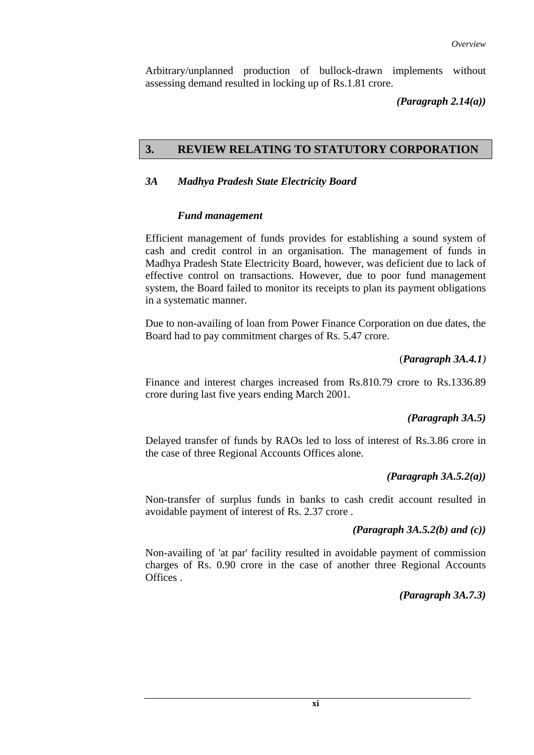Arbitrary/unplanned production of bullock-drawn implements without assessing demand resulted in locking up of Rs.1.81 crore.

***(Paragraph 2.14(a))***

## 3. REVIEW RELATING TO STATUTORY CORPORATION

### *3A Madhya Pradesh State Electricity Board*

#### *Fund management*

Efficient management of funds provides for establishing a sound system of cash and credit control in an organisation. The management of funds in Madhya Pradesh State Electricity Board, however, was deficient due to lack of effective control on transactions. However, due to poor fund management system, the Board failed to monitor its receipts to plan its payment obligations in a systematic manner.

Due to non-availing of loan from Power Finance Corporation on due dates, the Board had to pay commitment charges of Rs. 5.47 crore.

(***Paragraph 3A.4.1***)

Finance and interest charges increased from Rs.810.79 crore to Rs.1336.89 crore during last five years ending March 2001.

***(Paragraph 3A.5)***

Delayed transfer of funds by RAOs led to loss of interest of Rs.3.86 crore in the case of three Regional Accounts Offices alone.

***(Paragraph 3A.5.2(a))***

Non-transfer of surplus funds in banks to cash credit account resulted in avoidable payment of interest of Rs. 2.37 crore .

***(Paragraph 3A.5.2(b) and (c))***

Non-availing of 'at par' facility resulted in avoidable payment of commission charges of Rs. 0.90 crore in the case of another three Regional Accounts Offices .

***(Paragraph 3A.7.3)***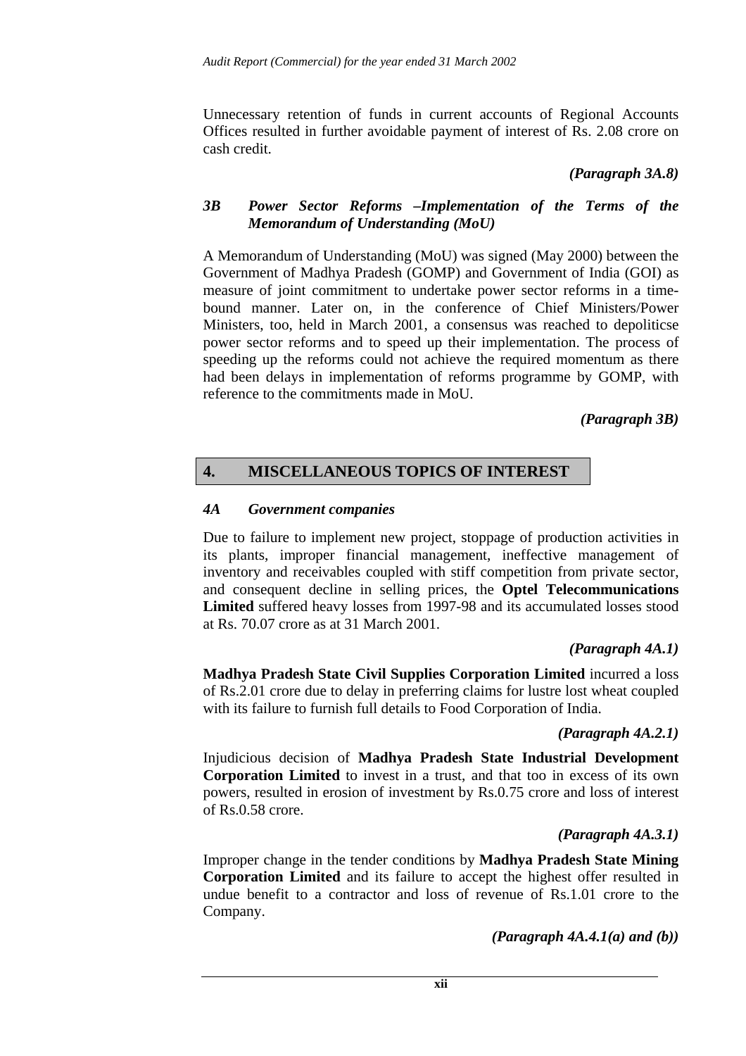Unnecessary retention of funds in current accounts of Regional Accounts Offices resulted in further avoidable payment of interest of Rs. 2.08 crore on cash credit.

*(Paragraph 3A.8)*

### *3B Power Sector Reforms –Implementation of the Terms of the Memorandum of Understanding (MoU)*

A Memorandum of Understanding (MoU) was signed (May 2000) between the Government of Madhya Pradesh (GOMP) and Government of India (GOI) as measure of joint commitment to undertake power sector reforms in a time-bound manner. Later on, in the conference of Chief Ministers/Power Ministers, too, held in March 2001, a consensus was reached to depoliticse power sector reforms and to speed up their implementation. The process of speeding up the reforms could not achieve the required momentum as there had been delays in implementation of reforms programme by GOMP, with reference to the commitments made in MoU.

*(Paragraph 3B)*

## 4. MISCELLANEOUS TOPICS OF INTEREST

### *4A Government companies*

Due to failure to implement new project, stoppage of production activities in its plants, improper financial management, ineffective management of inventory and receivables coupled with stiff competition from private sector, and consequent decline in selling prices, the **Optel Telecommunications Limited** suffered heavy losses from 1997-98 and its accumulated losses stood at Rs. 70.07 crore as at 31 March 2001.

*(Paragraph 4A.1)*

**Madhya Pradesh State Civil Supplies Corporation Limited** incurred a loss of Rs.2.01 crore due to delay in preferring claims for lustre lost wheat coupled with its failure to furnish full details to Food Corporation of India.

*(Paragraph 4A.2.1)*

Injudicious decision of **Madhya Pradesh State Industrial Development Corporation Limited** to invest in a trust, and that too in excess of its own powers, resulted in erosion of investment by Rs.0.75 crore and loss of interest of Rs.0.58 crore.

*(Paragraph 4A.3.1)*

Improper change in the tender conditions by **Madhya Pradesh State Mining Corporation Limited** and its failure to accept the highest offer resulted in undue benefit to a contractor and loss of revenue of Rs.1.01 crore to the Company.

*(Paragraph 4A.4.1(a) and (b))*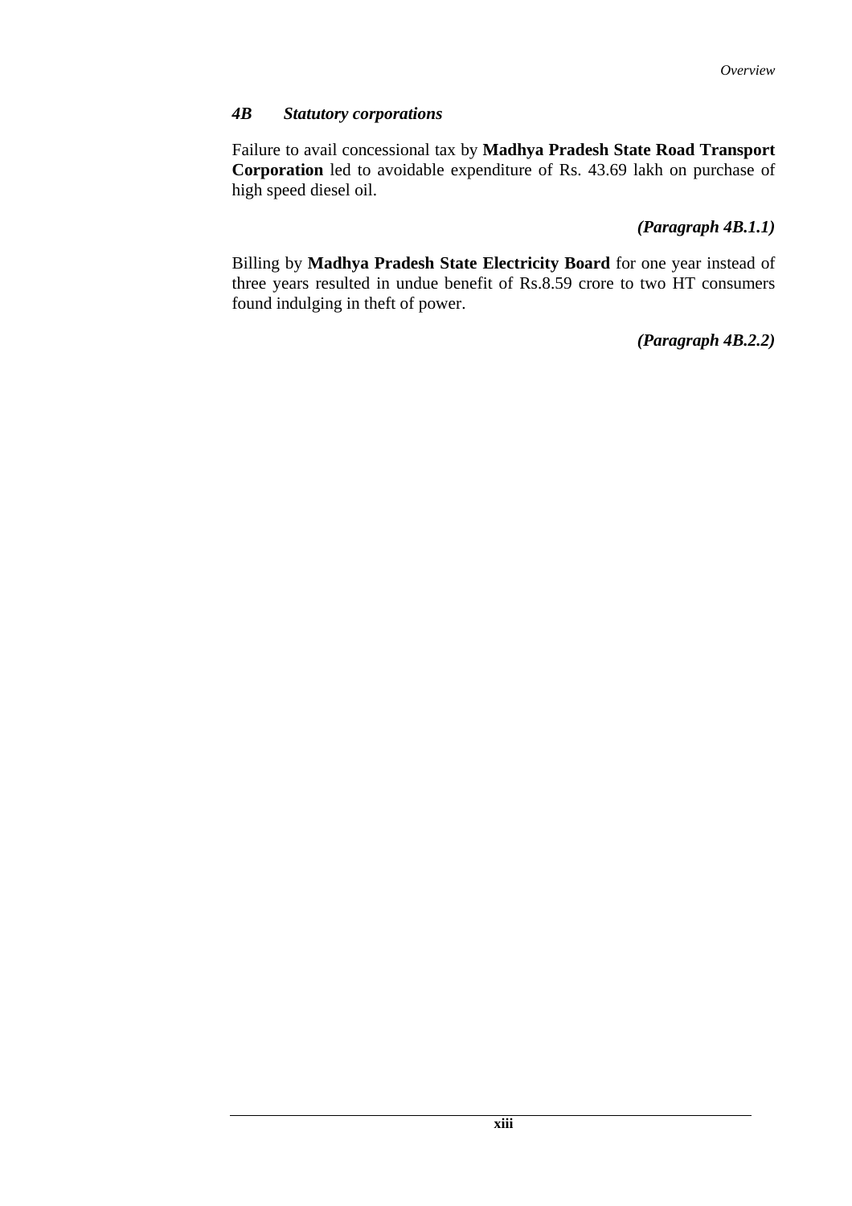### *4B Statutory corporations*

Failure to avail concessional tax by **Madhya Pradesh State Road Transport Corporation** led to avoidable expenditure of Rs. 43.69 lakh on purchase of high speed diesel oil.

***(Paragraph 4B.1.1)***

Billing by **Madhya Pradesh State Electricity Board** for one year instead of three years resulted in undue benefit of Rs.8.59 crore to two HT consumers found indulging in theft of power.

***(Paragraph 4B.2.2)***